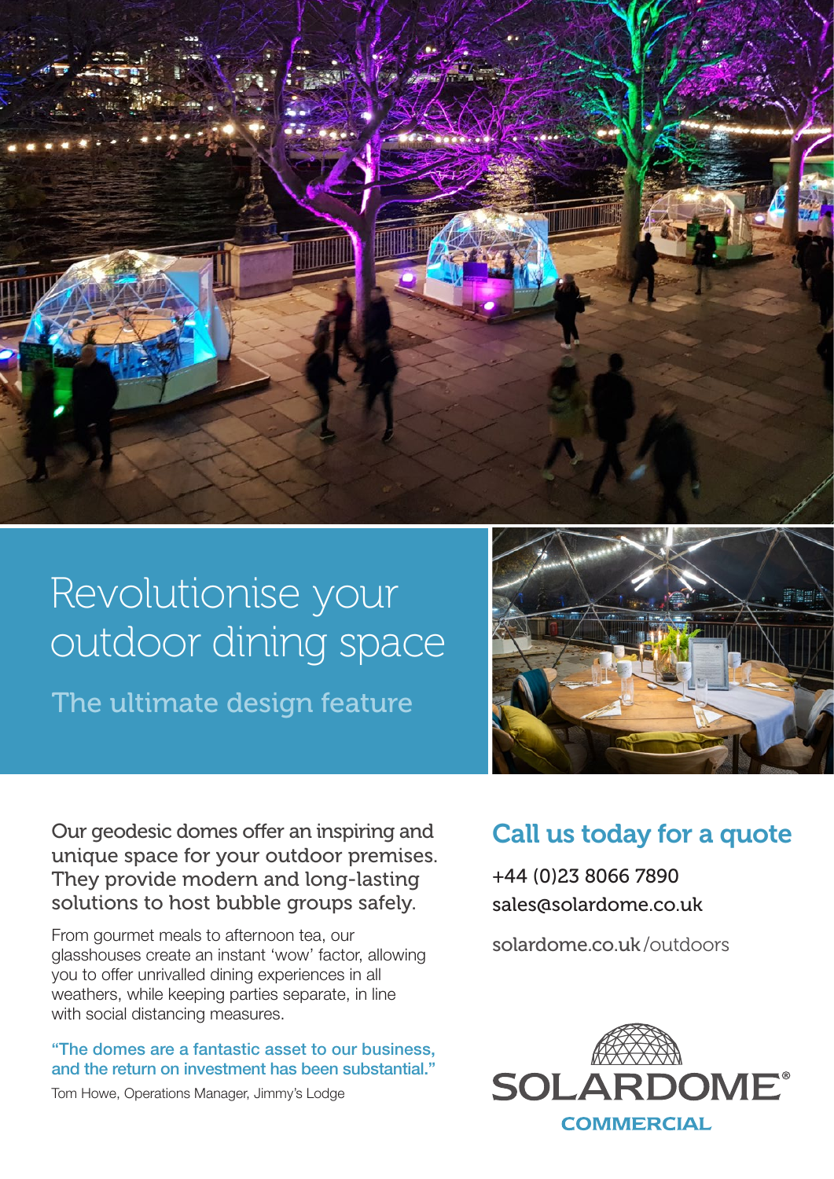# Revolutionise your outdoor dining space

## The ultimate design feature

Our geodesic domes offer an inspiring and unique space for your outdoor premises. They provide modern and long-lasting solutions to host bubble groups safely.

From gourmet meals to afternoon tea, our glasshouses create an instant 'wow' factor, allowing you to offer unrivalled dining experiences in all weathers, while keeping parties separate, in line with social distancing measures.

"The domes are a fantastic asset to our business, and the return on investment has been substantial."

Tom Howe, Operations Manager, Jimmy's Lodge

## Call us today for a quote

+44 (0)23 8066 7890
sales@solardome.co.uk

solardome.co.uk/outdoors

SOLARDOME®
COMMERCIAL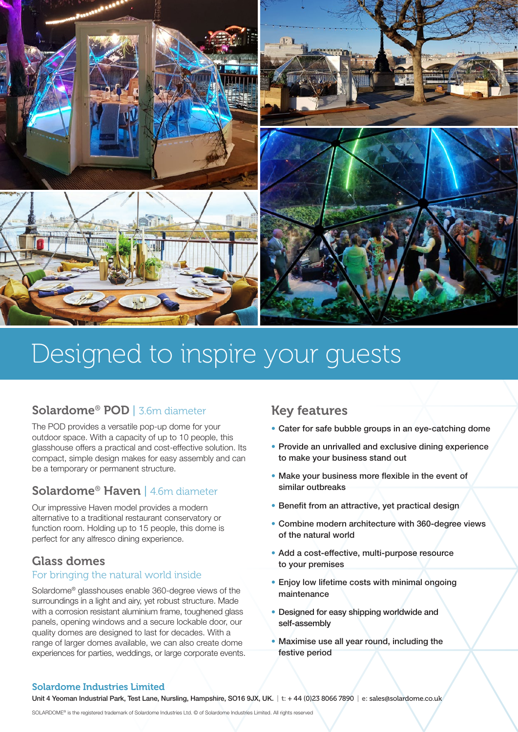# Designed to inspire your guests

## Solardome® POD | 3.6m diameter

The POD provides a versatile pop-up dome for your outdoor space. With a capacity of up to 10 people, this glasshouse offers a practical and cost-effective solution. Its compact, simple design makes for easy assembly and can be a temporary or permanent structure.

## Solardome® Haven | 4.6m diameter

Our impressive Haven model provides a modern alternative to a traditional restaurant conservatory or function room. Holding up to 15 people, this dome is perfect for any alfresco dining experience.

## Glass domes

### For bringing the natural world inside

Solardome® glasshouses enable 360-degree views of the surroundings in a light and airy, yet robust structure. Made with a corrosion resistant aluminium frame, toughened glass panels, opening windows and a secure lockable door, our quality domes are designed to last for decades. With a range of larger domes available, we can also create dome experiences for parties, weddings, or large corporate events.

## Key features

- Cater for safe bubble groups in an eye-catching dome
- Provide an unrivalled and exclusive dining experience to make your business stand out
- Make your business more flexible in the event of similar outbreaks
- Benefit from an attractive, yet practical design
- Combine modern architecture with 360-degree views of the natural world
- Add a cost-effective, multi-purpose resource to your premises
- Enjoy low lifetime costs with minimal ongoing maintenance
- Designed for easy shipping worldwide and self-assembly
- Maximise use all year round, including the festive period

**Solardome Industries Limited**

Unit 4 Yeoman Industrial Park, Test Lane, Nursling, Hampshire, SO16 9JX, UK. | t: + 44 (0)23 8066 7890 | e: sales@solardome.co.uk

SOLARDOME® is the registered trademark of Solardome Industries Ltd. © of Solardome Industries Limited. All rights reserved